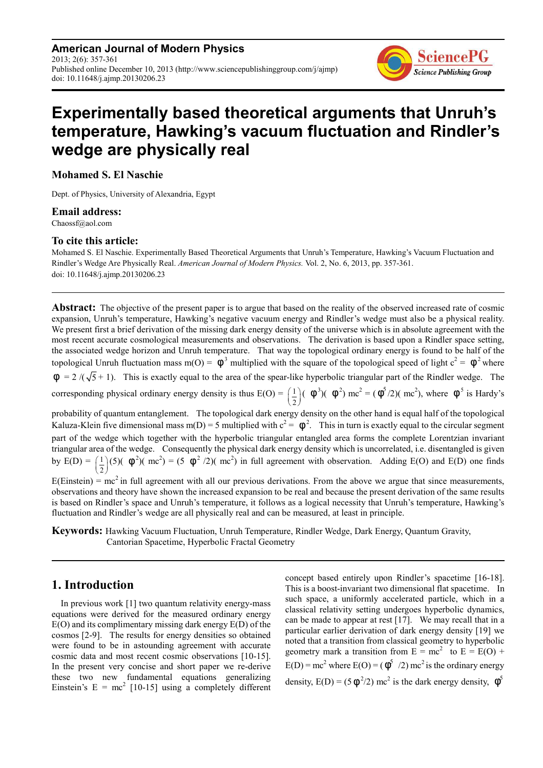**American Journal of Modern Physics**
2013; 2(6): 357-361
Published online December 10, 2013 (http://www.sciencepublishinggroup.com/j/ajmp)
doi: 10.11648/j.ajmp.20130206.23

# Experimentally based theoretical arguments that Unruh's temperature, Hawking's vacuum fluctuation and Rindler's wedge are physically real

**Mohamed S. El Naschie**

Dept. of Physics, University of Alexandria, Egypt

### Email address:

Chaossf@aol.com

### To cite this article:

Mohamed S. El Naschie. Experimentally Based Theoretical Arguments that Unruh's Temperature, Hawking's Vacuum Fluctuation and Rindler's Wedge Are Physically Real. *American Journal of Modern Physics.* Vol. 2, No. 6, 2013, pp. 357-361.
doi: 10.11648/j.ajmp.20130206.23

---

**Abstract:** The objective of the present paper is to argue that based on the reality of the observed increased rate of cosmic expansion, Unruh's temperature, Hawking's negative vacuum energy and Rindler's wedge must also be a physical reality. We present first a brief derivation of the missing dark energy density of the universe which is in absolute agreement with the most recent accurate cosmological measurements and observations. The derivation is based upon a Rindler space setting, the associated wedge horizon and Unruh temperature. That way the topological ordinary energy is found to be half of the topological Unruh fluctuation mass $m(O) = \phi^3$ multiplied with the square of the topological speed of light $c^2 = \phi^2$ where $\phi = 2/(\sqrt{5}+1)$. This is exactly equal to the area of the spear-like hyperbolic triangular part of the Rindler wedge. The corresponding physical ordinary energy density is thus $E(O) = \left(\frac{1}{2}\right)(\phi^3)(\phi^2)\, mc^2 = (\phi^5/2)(mc^2)$, where $\phi^5$ is Hardy's probability of quantum entanglement. The topological dark energy density on the other hand is equal half of the topological Kaluza-Klein five dimensional mass $m(D) = 5$ multiplied with $c^2 = \phi^2$. This in turn is exactly equal to the circular segment part of the wedge which together with the hyperbolic triangular entangled area forms the complete Lorentzian invariant triangular area of the wedge. Consequently the physical dark energy density which is uncorrelated, i.e. disentangled is given by $E(D) = \left(\frac{1}{2}\right)(5)(\phi^2)(mc^2) = (5\phi^2/2)(mc^2)$ in full agreement with observation. Adding $E(O)$ and $E(D)$ one finds $E(\text{Einstein}) = mc^2$ in full agreement with all our previous derivations. From the above we argue that since measurements, observations and theory have shown the increased expansion to be real and because the present derivation of the same results is based on Rindler's space and Unruh's temperature, it follows as a logical necessity that Unruh's temperature, Hawking's fluctuation and Rindler's wedge are all physically real and can be measured, at least in principle.

**Keywords:** Hawking Vacuum Fluctuation, Unruh Temperature, Rindler Wedge, Dark Energy, Quantum Gravity, Cantorian Spacetime, Hyperbolic Fractal Geometry

---

## 1. Introduction

In previous work [1] two quantum relativity energy-mass equations were derived for the measured ordinary energy $E(O)$ and its complimentary missing dark energy $E(D)$ of the cosmos [2-9]. The results for energy densities so obtained were found to be in astounding agreement with accurate cosmic data and most recent cosmic observations [10-15]. In the present very concise and short paper we re-derive these two new fundamental equations generalizing Einstein's $E = mc^2$ [10-15] using a completely different concept based entirely upon Rindler's spacetime [16-18]. This is a boost-invariant two dimensional flat spacetime. In such space, a uniformly accelerated particle, which in a classical relativity setting undergoes hyperbolic dynamics, can be made to appear at rest [17]. We may recall that in a particular earlier derivation of dark energy density [19] we noted that a transition from classical geometry to hyperbolic geometry mark a transition from $E = mc^2$ to $E = E(O) + E(D) = mc^2$ where $E(O) = (\phi^5/2)\, mc^2$ is the ordinary energy density, $E(D) = (5\phi^2/2)\, mc^2$ is the dark energy density, $\phi^5$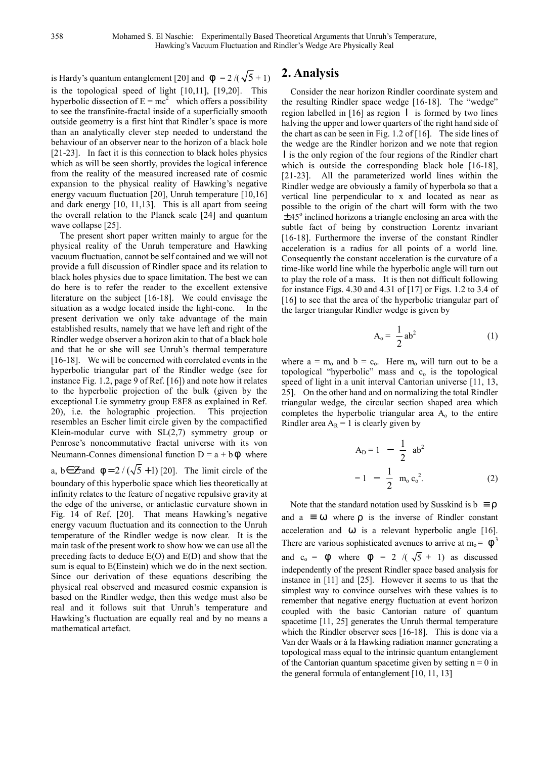is Hardy's quantum entanglement [20] and $\phi = 2/(\sqrt{5}+1)$ is the topological speed of light [10,11], [19,20]. This hyperbolic dissection of $E = mc^2$ which offers a possibility to see the transfinite-fractal inside of a superficially smooth outside geometry is a first hint that Rindler's space is more than an analytically clever step needed to understand the behaviour of an observer near to the horizon of a black hole [21-23]. In fact it is this connection to black holes physics which as will be seen shortly, provides the logical inference from the reality of the measured increased rate of cosmic expansion to the physical reality of Hawking's negative energy vacuum fluctuation [20], Unruh temperature [10,16] and dark energy [10, 11,13]. This is all apart from seeing the overall relation to the Planck scale [24] and quantum wave collapse [25].

The present short paper written mainly to argue for the physical reality of the Unruh temperature and Hawking vacuum fluctuation, cannot be self contained and we will not provide a full discussion of Rindler space and its relation to black holes physics due to space limitation. The best we can do here is to refer the reader to the excellent extensive literature on the subject [16-18]. We could envisage the situation as a wedge located inside the light-cone. In the present derivation we only take advantage of the main established results, namely that we have left and right of the Rindler wedge observer a horizon akin to that of a black hole and that he or she will see Unruh's thermal temperature [16-18]. We will be concerned with correlated events in the hyperbolic triangular part of the Rindler wedge (see for instance Fig. 1.2, page 9 of Ref. [16]) and note how it relates to the hyperbolic projection of the bulk (given by the exceptional Lie symmetry group E8E8 as explained in Ref. 20), i.e. the holographic projection. This projection resembles an Escher limit circle given by the compactified Klein-modular curve with SL(2,7) symmetry group or Penrose's noncommutative fractal universe with its von Neumann-Connes dimensional function $D = a + b\phi$ where $a, b \in \mathbb{Z}$ and $\phi = 2/(\sqrt{5}+1)$ [20]. The limit circle of the boundary of this hyperbolic space which lies theoretically at infinity relates to the feature of negative repulsive gravity at the edge of the universe, or anticlastic curvature shown in Fig. 14 of Ref. [20]. That means Hawking's negative energy vacuum fluctuation and its connection to the Unruh temperature of the Rindler wedge is now clear. It is the main task of the present work to show how we can use all the preceding facts to deduce E(O) and E(D) and show that the sum is equal to E(Einstein) which we do in the next section. Since our derivation of these equations describing the physical real observed and measured cosmic expansion is based on the Rindler wedge, then this wedge must also be real and it follows suit that Unruh's temperature and Hawking's fluctuation are equally real and by no means a mathematical artefact.

## 2. Analysis

Consider the near horizon Rindler coordinate system and the resulting Rindler space wedge [16-18]. The "wedge" region labelled in [16] as region I is formed by two lines halving the upper and lower quarters of the right hand side of the chart as can be seen in Fig. 1.2 of [16]. The side lines of the wedge are the Rindler horizon and we note that region I is the only region of the four regions of the Rindler chart which is outside the corresponding black hole [16-18], [21-23]. All the parameterized world lines within the Rindler wedge are obviously a family of hyperbola so that a vertical line perpendicular to x and located as near as possible to the origin of the chart will form with the two $\pm 45^o$ inclined horizons a triangle enclosing an area with the subtle fact of being by construction Lorentz invariant [16-18]. Furthermore the inverse of the constant Rindler acceleration is a radius for all points of a world line. Consequently the constant acceleration is the curvature of a time-like world line while the hyperbolic angle will turn out to play the role of a mass. It is then not difficult following for instance Figs. 4.30 and 4.31 of [17] or Figs. 1.2 to 3.4 of [16] to see that the area of the hyperbolic triangular part of the larger triangular Rindler wedge is given by

$$A_o = \frac{1}{2} ab^2 \tag{1}$$

where $a = m_o$ and $b = c_o$. Here $m_o$ will turn out to be a topological "hyperbolic" mass and $c_o$ is the topological speed of light in a unit interval Cantorian universe [11, 13, 25]. On the other hand and on normalizing the total Rindler triangular wedge, the circular section shaped area which completes the hyperbolic triangular area $A_o$ to the entire Rindler area $A_R = 1$ is clearly given by

$$\begin{aligned} A_D &= 1 - \frac{1}{2} ab^2 \\ &= 1 - \frac{1}{2} m_o c_o^2. \end{aligned} \tag{2}$$

Note that the standard notation used by Susskind is $b \equiv \rho$ and $a \equiv \omega$ where $\rho$ is the inverse of Rindler constant acceleration and $\omega$ is a relevant hyperbolic angle [16]. There are various sophisticated avenues to arrive at $m_o = \phi^3$ and $c_o = \phi$ where $\phi = 2/(\sqrt{5}+1)$ as discussed independently of the present Rindler space based analysis for instance in [11] and [25]. However it seems to us that the simplest way to convince ourselves with these values is to remember that negative energy fluctuation at event horizon coupled with the basic Cantorian nature of quantum spacetime [11, 25] generates the Unruh thermal temperature which the Rindler observer sees [16-18]. This is done via a Van der Waals or à la Hawking radiation manner generating a topological mass equal to the intrinsic quantum entanglement of the Cantorian quantum spacetime given by setting $n = 0$ in the general formula of entanglement [10, 11, 13]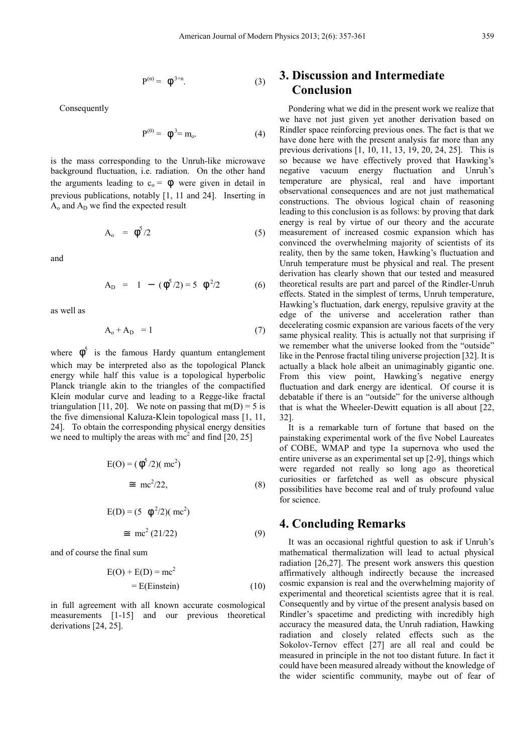$$P^{(n)} = \phi^{3+n}. \tag{3}$$

Consequently

$$P^{(0)} = \phi^3 = m_o. \tag{4}$$

is the mass corresponding to the Unruh-like microwave background fluctuation, i.e. radiation. On the other hand the arguments leading to $c_o = \phi$ were given in detail in previous publications, notably [1, 11 and 24]. Inserting in $A_o$ and $A_D$ we find the expected result

$$A_o = \phi^5/2 \tag{5}$$

and

$$A_D = 1 - (\phi^5/2) = 5 \phi^2/2 \tag{6}$$

as well as

$$A_o + A_D = 1 \tag{7}$$

where $\phi^5$ is the famous Hardy quantum entanglement which may be interpreted also as the topological Planck energy while half this value is a topological hyperbolic Planck triangle akin to the triangles of the compactified Klein modular curve and leading to a Regge-like fractal triangulation [11, 20]. We note on passing that $m(D) = 5$ is the five dimensional Kaluza-Klein topological mass [1, 11, 24]. To obtain the corresponding physical energy densities we need to multiply the areas with $mc^2$ and find [20, 25]

$$\begin{aligned} E(O) &= (\phi^5/2)(mc^2) \\ &\cong mc^2/22, \end{aligned} \tag{8}$$

$$\begin{aligned} E(D) &= (5 \phi^2/2)(mc^2) \\ &\cong mc^2 (21/22) \end{aligned} \tag{9}$$

and of course the final sum

$$\begin{aligned} E(O) + E(D) &= mc^2 \\ &= E(\text{Einstein}) \end{aligned} \tag{10}$$

in full agreement with all known accurate cosmological measurements [1-15] and our previous theoretical derivations [24, 25].

## 3. Discussion and Intermediate Conclusion

Pondering what we did in the present work we realize that we have not just given yet another derivation based on Rindler space reinforcing previous ones. The fact is that we have done here with the present analysis far more than any previous derivations [1, 10, 11, 13, 19, 20, 24, 25]. This is so because we have effectively proved that Hawking's negative vacuum energy fluctuation and Unruh's temperature are physical, real and have important observational consequences and are not just mathematical constructions. The obvious logical chain of reasoning leading to this conclusion is as follows: by proving that dark energy is real by virtue of our theory and the accurate measurement of increased cosmic expansion which has convinced the overwhelming majority of scientists of its reality, then by the same token, Hawking's fluctuation and Unruh temperature must be physical and real. The present derivation has clearly shown that our tested and measured theoretical results are part and parcel of the Rindler-Unruh effects. Stated in the simplest of terms, Unruh temperature, Hawking's fluctuation, dark energy, repulsive gravity at the edge of the universe and acceleration rather than decelerating cosmic expansion are various facets of the very same physical reality. This is actually not that surprising if we remember what the universe looked from the "outside" like in the Penrose fractal tiling universe projection [32]. It is actually a black hole albeit an unimaginably gigantic one. From this view point, Hawking's negative energy fluctuation and dark energy are identical. Of course it is debatable if there is an "outside" for the universe although that is what the Wheeler-Dewitt equation is all about [22, 32].

It is a remarkable turn of fortune that based on the painstaking experimental work of the five Nobel Laureates of COBE, WMAP and type 1a supernova who used the entire universe as an experimental set up [2-9], things which were regarded not really so long ago as theoretical curiosities or farfetched as well as obscure physical possibilities have become real and of truly profound value for science.

## 4. Concluding Remarks

It was an occasional rightful question to ask if Unruh's mathematical thermalization will lead to actual physical radiation [26,27]. The present work answers this question affirmatively although indirectly because the increased cosmic expansion is real and the overwhelming majority of experimental and theoretical scientists agree that it is real. Consequently and by virtue of the present analysis based on Rindler's spacetime and predicting with incredibly high accuracy the measured data, the Unruh radiation, Hawking radiation and closely related effects such as the Sokolov-Ternov effect [27] are all real and could be measured in principle in the not too distant future. In fact it could have been measured already without the knowledge of the wider scientific community, maybe out of fear of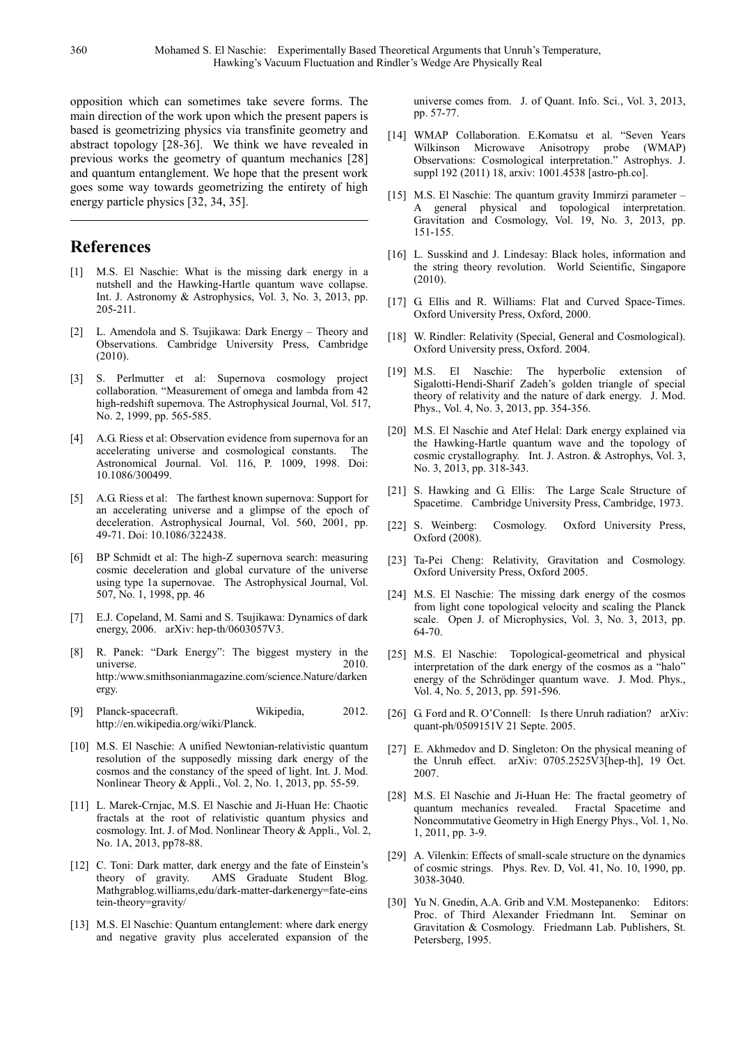opposition which can sometimes take severe forms. The main direction of the work upon which the present papers is based is geometrizing physics via transfinite geometry and abstract topology [28-36]. We think we have revealed in previous works the geometry of quantum mechanics [28] and quantum entanglement. We hope that the present work goes some way towards geometrizing the entirety of high energy particle physics [32, 34, 35].

## References

[1] M.S. El Naschie: What is the missing dark energy in a nutshell and the Hawking-Hartle quantum wave collapse. Int. J. Astronomy & Astrophysics, Vol. 3, No. 3, 2013, pp. 205-211.

[2] L. Amendola and S. Tsujikawa: Dark Energy – Theory and Observations. Cambridge University Press, Cambridge (2010).

[3] S. Perlmutter et al: Supernova cosmology project collaboration. "Measurement of omega and lambda from 42 high-redshift supernova. The Astrophysical Journal, Vol. 517, No. 2, 1999, pp. 565-585.

[4] A.G. Riess et al: Observation evidence from supernova for an accelerating universe and cosmological constants. The Astronomical Journal. Vol. 116, P. 1009, 1998. Doi: 10.1086/300499.

[5] A.G. Riess et al: The farthest known supernova: Support for an accelerating universe and a glimpse of the epoch of deceleration. Astrophysical Journal, Vol. 560, 2001, pp. 49-71. Doi: 10.1086/322438.

[6] BP Schmidt et al: The high-Z supernova search: measuring cosmic deceleration and global curvature of the universe using type 1a supernovae. The Astrophysical Journal, Vol. 507, No. 1, 1998, pp. 46

[7] E.J. Copeland, M. Sami and S. Tsujikawa: Dynamics of dark energy, 2006. arXiv: hep-th/0603057V3.

[8] R. Panek: "Dark Energy": The biggest mystery in the universe. 2010. http:/www.smithsonianmagazine.com/science.Nature/darkenergy.

[9] Planck-spacecraft. Wikipedia, 2012. http://en.wikipedia.org/wiki/Planck.

[10] M.S. El Naschie: A unified Newtonian-relativistic quantum resolution of the supposedly missing dark energy of the cosmos and the constancy of the speed of light. Int. J. Mod. Nonlinear Theory & Appli., Vol. 2, No. 1, 2013, pp. 55-59.

[11] L. Marek-Crnjac, M.S. El Naschie and Ji-Huan He: Chaotic fractals at the root of relativistic quantum physics and cosmology. Int. J. of Mod. Nonlinear Theory & Appli., Vol. 2, No. 1A, 2013, pp78-88.

[12] C. Toni: Dark matter, dark energy and the fate of Einstein's theory of gravity. AMS Graduate Student Blog. Mathgrablog.williams,edu/dark-matter-darkenergy=fate-einstein-theory=gravity/

[13] M.S. El Naschie: Quantum entanglement: where dark energy and negative gravity plus accelerated expansion of the universe comes from. J. of Quant. Info. Sci., Vol. 3, 2013, pp. 57-77.

[14] WMAP Collaboration. E.Komatsu et al. "Seven Years Wilkinson Microwave Anisotropy probe (WMAP) Observations: Cosmological interpretation." Astrophys. J. suppl 192 (2011) 18, arxiv: 1001.4538 [astro-ph.co].

[15] M.S. El Naschie: The quantum gravity Immirzi parameter – A general physical and topological interpretation. Gravitation and Cosmology, Vol. 19, No. 3, 2013, pp. 151-155.

[16] L. Susskind and J. Lindesay: Black holes, information and the string theory revolution. World Scientific, Singapore (2010).

[17] G. Ellis and R. Williams: Flat and Curved Space-Times. Oxford University Press, Oxford, 2000.

[18] W. Rindler: Relativity (Special, General and Cosmological). Oxford University press, Oxford. 2004.

[19] M.S. El Naschie: The hyperbolic extension of Sigalotti-Hendi-Sharif Zadeh's golden triangle of special theory of relativity and the nature of dark energy. J. Mod. Phys., Vol. 4, No. 3, 2013, pp. 354-356.

[20] M.S. El Naschie and Atef Helal: Dark energy explained via the Hawking-Hartle quantum wave and the topology of cosmic crystallography. Int. J. Astron. & Astrophys, Vol. 3, No. 3, 2013, pp. 318-343.

[21] S. Hawking and G. Ellis: The Large Scale Structure of Spacetime. Cambridge University Press, Cambridge, 1973.

[22] S. Weinberg: Cosmology. Oxford University Press, Oxford (2008).

[23] Ta-Pei Cheng: Relativity, Gravitation and Cosmology. Oxford University Press, Oxford 2005.

[24] M.S. El Naschie: The missing dark energy of the cosmos from light cone topological velocity and scaling the Planck scale. Open J. of Microphysics, Vol. 3, No. 3, 2013, pp. 64-70.

[25] M.S. El Naschie: Topological-geometrical and physical interpretation of the dark energy of the cosmos as a "halo" energy of the Schrödinger quantum wave. J. Mod. Phys., Vol. 4, No. 5, 2013, pp. 591-596.

[26] G. Ford and R. O'Connell: Is there Unruh radiation? arXiv: quant-ph/0509151V 21 Septe. 2005.

[27] E. Akhmedov and D. Singleton: On the physical meaning of the Unruh effect. arXiv: 0705.2525V3[hep-th], 19 Oct. 2007.

[28] M.S. El Naschie and Ji-Huan He: The fractal geometry of quantum mechanics revealed. Fractal Spacetime and Noncommutative Geometry in High Energy Phys., Vol. 1, No. 1, 2011, pp. 3-9.

[29] A. Vilenkin: Effects of small-scale structure on the dynamics of cosmic strings. Phys. Rev. D, Vol. 41, No. 10, 1990, pp. 3038-3040.

[30] Yu N. Gnedin, A.A. Grib and V.M. Mostepanenko: Editors: Proc. of Third Alexander Friedmann Int. Seminar on Gravitation & Cosmology. Friedmann Lab. Publishers, St. Petersberg, 1995.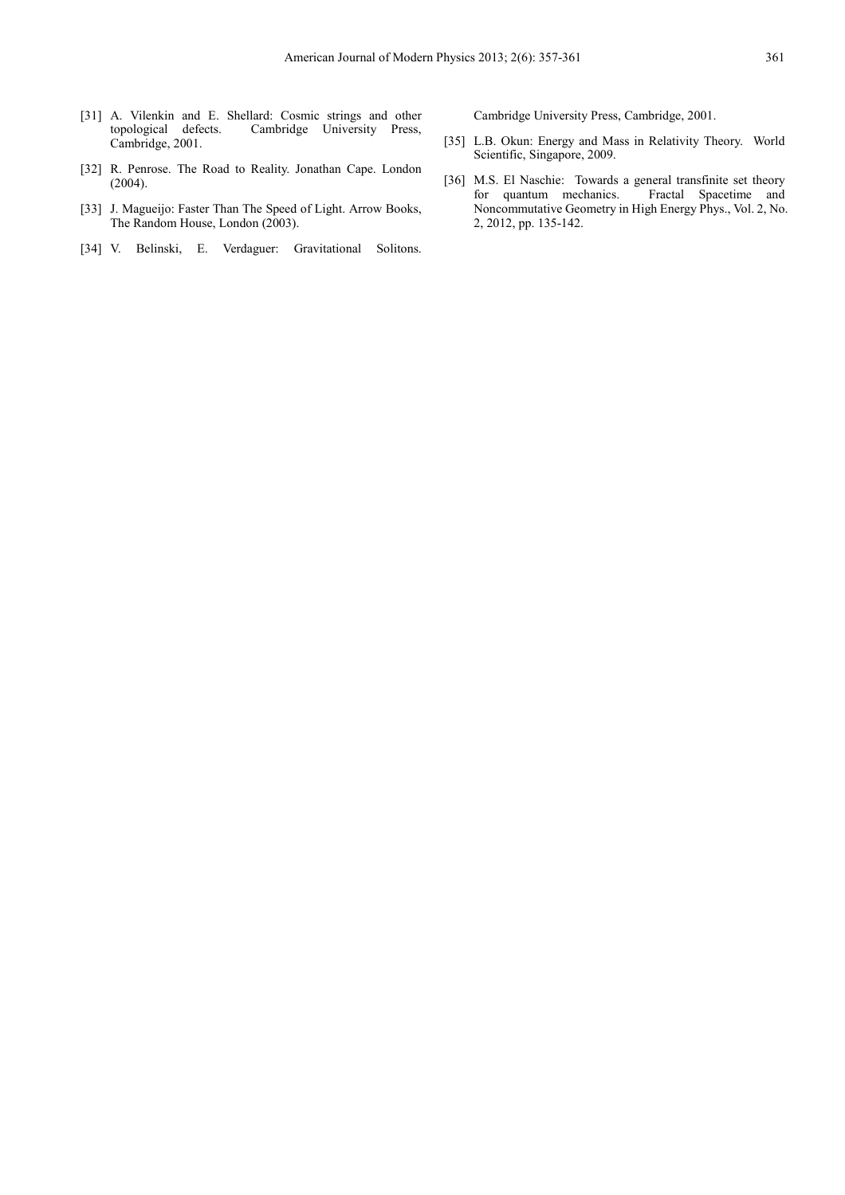[31] A. Vilenkin and E. Shellard: Cosmic strings and other topological defects. Cambridge University Press, Cambridge, 2001.

[32] R. Penrose. The Road to Reality. Jonathan Cape. London (2004).

[33] J. Magueijo: Faster Than The Speed of Light. Arrow Books, The Random House, London (2003).

[34] V. Belinski, E. Verdaguer: Gravitational Solitons. Cambridge University Press, Cambridge, 2001.

[35] L.B. Okun: Energy and Mass in Relativity Theory. World Scientific, Singapore, 2009.

[36] M.S. El Naschie: Towards a general transfinite set theory for quantum mechanics. Fractal Spacetime and Noncommutative Geometry in High Energy Phys., Vol. 2, No. 2, 2012, pp. 135-142.